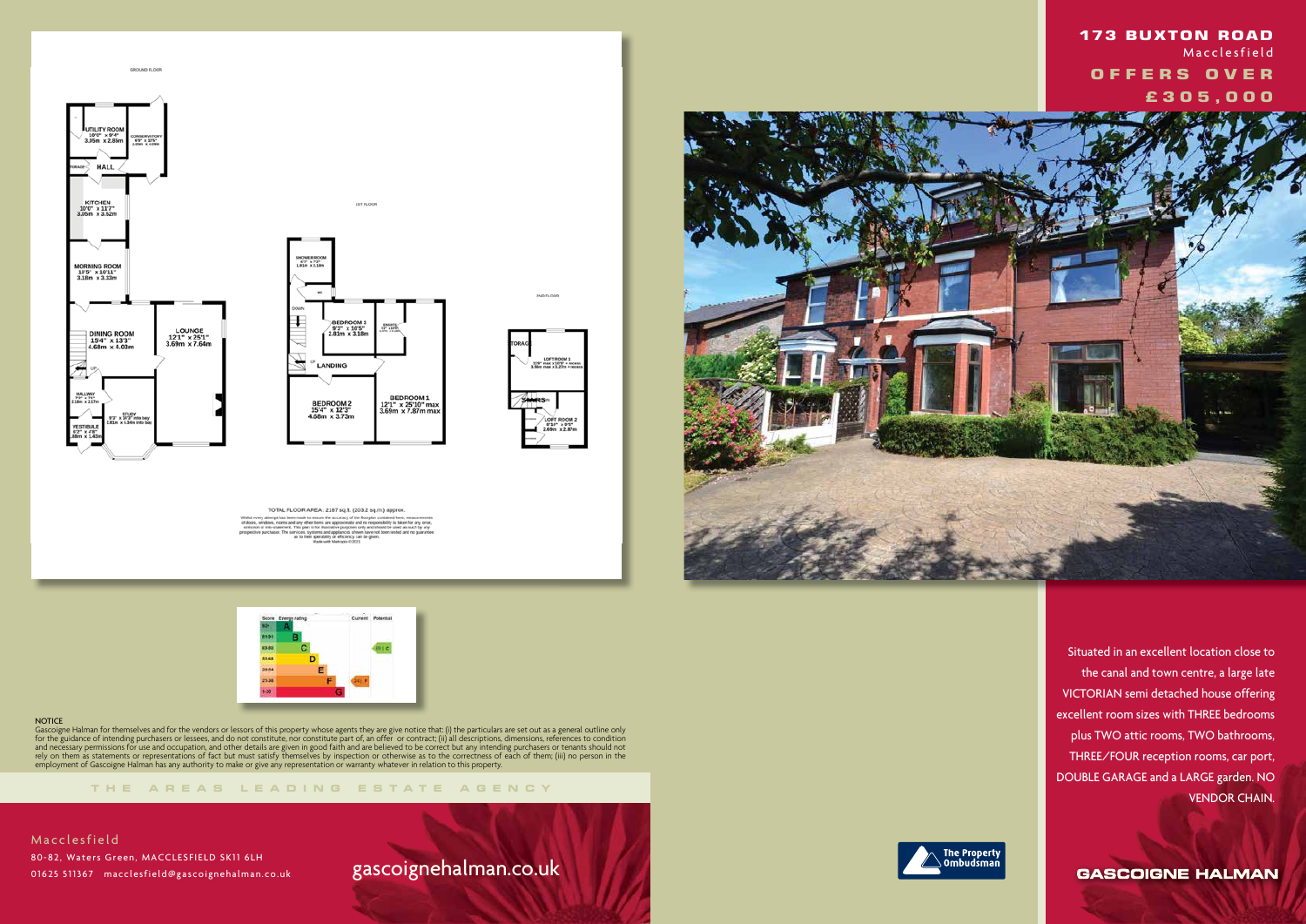# 173 BUXTON ROAD

Macclesfield

## OFFERS OVER £305,000

Situated in an excellent location close to the canal and town centre, a large late VICTORIAN semi detached house offering excellent room sizes with THREE bedrooms plus TWO attic rooms, TWO bathrooms, THREE/FOUR reception rooms, car port, DOUBLE GARAGE and a LARGE garden. NO VENDOR CHAIN.

GROUND FLOOR

- UTILITY ROOM 10'0" x 9'4" 3.05m x 2.85m
- CONSERVATORY
- HALL
- KITCHEN 10'0" x 11'7" 3.05m x 3.52m
- MORNING ROOM 10'5" x 10'11" 3.18m x 3.33m
- DINING ROOM 15'4" x 13'3" 4.68m x 4.03m
- LOUNGE 12'1" x 25'1" 3.69m x 7.64m
- HALLWAY
- STUDY 1.81m x 4.34m into bay
- VESTIBULE

1ST FLOOR

- SHOWER ROOM
- BEDROOM 3 9'3" x 10'5" 2.81m x 3.18m
- ENSUITE
- LANDING
- BEDROOM 2 15'4" x 12'3" 4.68m x 3.73m
- BEDROOM 1 12'1" x 25'10" max 3.69m x 7.87m max

2ND FLOOR

- LOFT ROOM 1 3.59m max x 3.23m + recess
- LOFT ROOM 2 2.69m x 2.87m

TOTAL FLOOR AREA : 2187 sq.ft. (203.2 sq.m.) approx.

| Score | Energy rating | Current | Potential |
|---|---|---|---|
| 92+ | A | | |
| 81-91 | B | | |
| 69-80 | C | | 69 C |
| 55-68 | D | | |
| 39-54 | E | | |
| 21-38 | F | 24 F | |
| 1-20 | G | | |

NOTICE
Gascoigne Halman for themselves and for the vendors or lessors of this property whose agents they are give notice that: (i) the particulars are set out as a general outline only for the guidance of intending purchasers or lessees, and do not constitute, nor constitute part of, an offer or contract; (ii) all descriptions, dimensions, references to condition and necessary permissions for use and occupation, and other details are given in good faith and are believed to be correct but any intending purchasers or tenants should not rely on them as statements or representations of fact but must satisfy themselves by inspection or otherwise as to the correctness of each of them; (iii) no person in the employment of Gascoigne Halman has any authority to make or give any representation or warranty whatever in relation to this property.

THE AREAS LEADING ESTATE AGENCY

Macclesfield
80-82, Waters Green, MACCLESFIELD SK11 6LH
01625 511367 macclesfield@gascoignehalman.co.uk

gascoignehalman.co.uk

The Property Ombudsman

GASCOIGNE HALMAN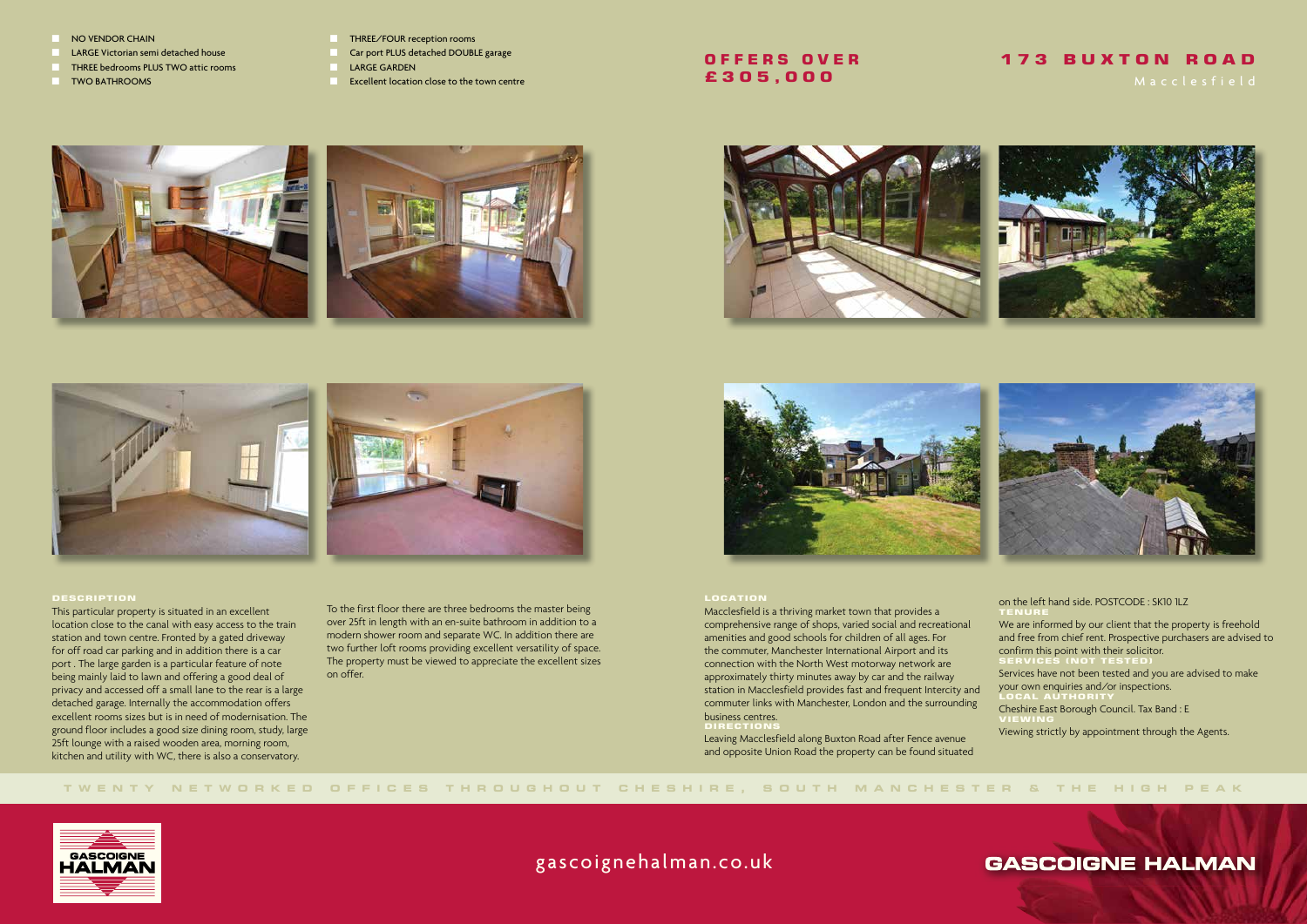- NO VENDOR CHAIN
- LARGE Victorian semi detached house
- THREE bedrooms PLUS TWO attic rooms
- TWO BATHROOMS
- THREE/FOUR reception rooms
- Car port PLUS detached DOUBLE garage
- LARGE GARDEN
- Excellent location close to the town centre

## OFFERS OVER £305,000

# 173 BUXTON ROAD

Macclesfield

### DESCRIPTION

This particular property is situated in an excellent location close to the canal with easy access to the train station and town centre. Fronted by a gated driveway for off road car parking and in addition there is a car port . The large garden is a particular feature of note being mainly laid to lawn and offering a good deal of privacy and accessed off a small lane to the rear is a large detached garage. Internally the accommodation offers excellent rooms sizes but is in need of modernisation. The ground floor includes a good size dining room, study, large 25ft lounge with a raised wooden area, morning room, kitchen and utility with WC, there is also a conservatory.

To the first floor there are three bedrooms the master being over 25ft in length with an en-suite bathroom in addition to a modern shower room and separate WC. In addition there are two further loft rooms providing excellent versatility of space. The property must be viewed to appreciate the excellent sizes on offer.

### LOCATION

Macclesfield is a thriving market town that provides a comprehensive range of shops, varied social and recreational amenities and good schools for children of all ages. For the commuter, Manchester International Airport and its connection with the North West motorway network are approximately thirty minutes away by car and the railway station in Macclesfield provides fast and frequent Intercity and commuter links with Manchester, London and the surrounding business centres.

### DIRECTIONS

Leaving Macclesfield along Buxton Road after Fence avenue and opposite Union Road the property can be found situated on the left hand side. POSTCODE : SK10 1LZ

### TENURE

We are informed by our client that the property is freehold and free from chief rent. Prospective purchasers are advised to confirm this point with their solicitor.

### SERVICES (NOT TESTED)

Services have not been tested and you are advised to make your own enquiries and/or inspections.

### LOCAL AUTHORITY

Cheshire East Borough Council. Tax Band : E

### VIEWING

Viewing strictly by appointment through the Agents.

TWENTY NETWORKED OFFICES THROUGHOUT CHESHIRE, SOUTH MANCHESTER & THE HIGH PEAK

GASCOIGNE HALMAN

gascoignehalman.co.uk

GASCOIGNE HALMAN